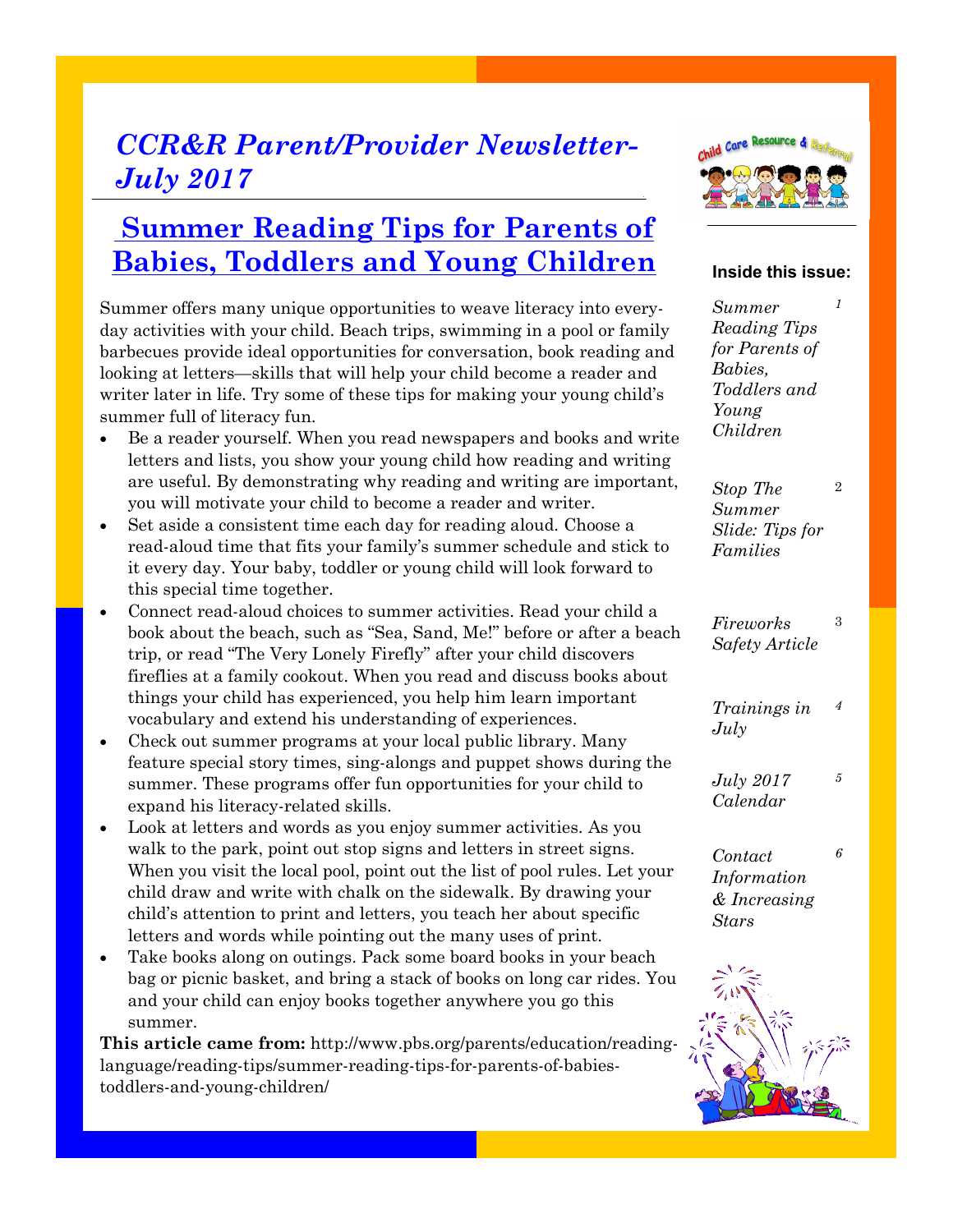# *CCR&R Parent/Provider Newsletter-July 2017*

## Summer Reading Tips for Parents of Babies, Toddlers and Young Children

Summer offers many unique opportunities to weave literacy into everyday activities with your child. Beach trips, swimming in a pool or family barbecues provide ideal opportunities for conversation, book reading and looking at letters—skills that will help your child become a reader and writer later in life. Try some of these tips for making your young child's summer full of literacy fun.

- Be a reader yourself. When you read newspapers and books and write letters and lists, you show your young child how reading and writing are useful. By demonstrating why reading and writing are important, you will motivate your child to become a reader and writer.
- Set aside a consistent time each day for reading aloud. Choose a read-aloud time that fits your family's summer schedule and stick to it every day. Your baby, toddler or young child will look forward to this special time together.
- Connect read-aloud choices to summer activities. Read your child a book about the beach, such as "Sea, Sand, Me!" before or after a beach trip, or read "The Very Lonely Firefly" after your child discovers fireflies at a family cookout. When you read and discuss books about things your child has experienced, you help him learn important vocabulary and extend his understanding of experiences.
- Check out summer programs at your local public library. Many feature special story times, sing-alongs and puppet shows during the summer. These programs offer fun opportunities for your child to expand his literacy-related skills.
- Look at letters and words as you enjoy summer activities. As you walk to the park, point out stop signs and letters in street signs. When you visit the local pool, point out the list of pool rules. Let your child draw and write with chalk on the sidewalk. By drawing your child's attention to print and letters, you teach her about specific letters and words while pointing out the many uses of print.
- Take books along on outings. Pack some board books in your beach bag or picnic basket, and bring a stack of books on long car rides. You and your child can enjoy books together anywhere you go this summer.

**This article came from:** http://www.pbs.org/parents/education/reading-language/reading-tips/summer-reading-tips-for-parents-of-babies-toddlers-and-young-children/

**Inside this issue:**

| | |
|---|---|
| *Summer Reading Tips for Parents of Babies, Toddlers and Young Children* | 1 |
| *Stop The Summer Slide: Tips for Families* | 2 |
| *Fireworks Safety Article* | 3 |
| *Trainings in July* | 4 |
| *July 2017 Calendar* | 5 |
| *Contact Information & Increasing Stars* | 6 |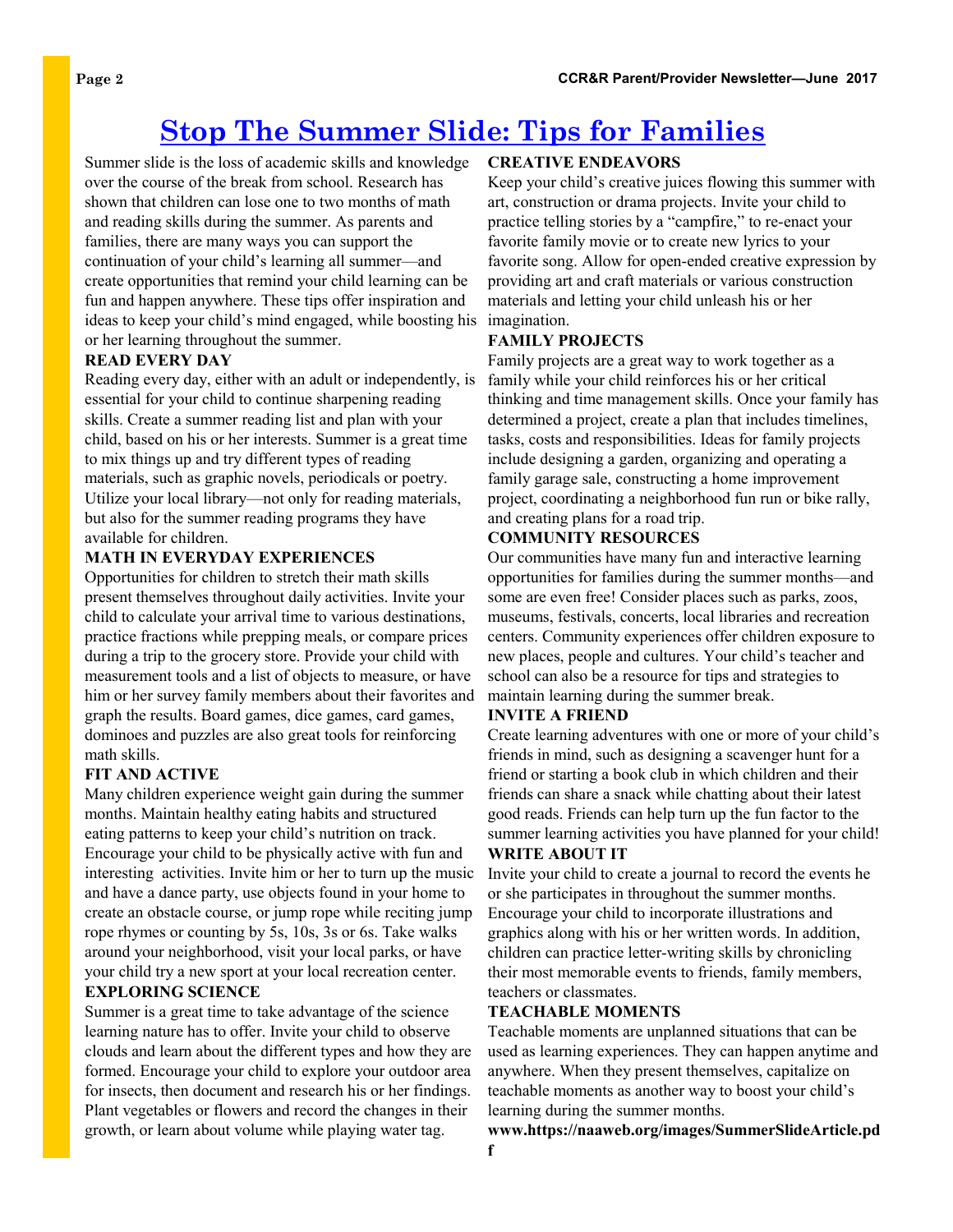# Stop The Summer Slide: Tips for Families

Summer slide is the loss of academic skills and knowledge over the course of the break from school. Research has shown that children can lose one to two months of math and reading skills during the summer. As parents and families, there are many ways you can support the continuation of your child's learning all summer—and create opportunities that remind your child learning can be fun and happen anywhere. These tips offer inspiration and ideas to keep your child's mind engaged, while boosting his or her learning throughout the summer.

**READ EVERY DAY**

Reading every day, either with an adult or independently, is essential for your child to continue sharpening reading skills. Create a summer reading list and plan with your child, based on his or her interests. Summer is a great time to mix things up and try different types of reading materials, such as graphic novels, periodicals or poetry. Utilize your local library—not only for reading materials, but also for the summer reading programs they have available for children.

**MATH IN EVERYDAY EXPERIENCES**

Opportunities for children to stretch their math skills present themselves throughout daily activities. Invite your child to calculate your arrival time to various destinations, practice fractions while prepping meals, or compare prices during a trip to the grocery store. Provide your child with measurement tools and a list of objects to measure, or have him or her survey family members about their favorites and graph the results. Board games, dice games, card games, dominoes and puzzles are also great tools for reinforcing math skills.

**FIT AND ACTIVE**

Many children experience weight gain during the summer months. Maintain healthy eating habits and structured eating patterns to keep your child's nutrition on track. Encourage your child to be physically active with fun and interesting activities. Invite him or her to turn up the music and have a dance party, use objects found in your home to create an obstacle course, or jump rope while reciting jump rope rhymes or counting by 5s, 10s, 3s or 6s. Take walks around your neighborhood, visit your local parks, or have your child try a new sport at your local recreation center.

**EXPLORING SCIENCE**

Summer is a great time to take advantage of the science learning nature has to offer. Invite your child to observe clouds and learn about the different types and how they are formed. Encourage your child to explore your outdoor area for insects, then document and research his or her findings. Plant vegetables or flowers and record the changes in their growth, or learn about volume while playing water tag.

**CREATIVE ENDEAVORS**

Keep your child's creative juices flowing this summer with art, construction or drama projects. Invite your child to practice telling stories by a "campfire," to re-enact your favorite family movie or to create new lyrics to your favorite song. Allow for open-ended creative expression by providing art and craft materials or various construction materials and letting your child unleash his or her imagination.

**FAMILY PROJECTS**

Family projects are a great way to work together as a family while your child reinforces his or her critical thinking and time management skills. Once your family has determined a project, create a plan that includes timelines, tasks, costs and responsibilities. Ideas for family projects include designing a garden, organizing and operating a family garage sale, constructing a home improvement project, coordinating a neighborhood fun run or bike rally, and creating plans for a road trip.

**COMMUNITY RESOURCES**

Our communities have many fun and interactive learning opportunities for families during the summer months—and some are even free! Consider places such as parks, zoos, museums, festivals, concerts, local libraries and recreation centers. Community experiences offer children exposure to new places, people and cultures. Your child's teacher and school can also be a resource for tips and strategies to maintain learning during the summer break.

**INVITE A FRIEND**

Create learning adventures with one or more of your child's friends in mind, such as designing a scavenger hunt for a friend or starting a book club in which children and their friends can share a snack while chatting about their latest good reads. Friends can help turn up the fun factor to the summer learning activities you have planned for your child!

**WRITE ABOUT IT**

Invite your child to create a journal to record the events he or she participates in throughout the summer months. Encourage your child to incorporate illustrations and graphics along with his or her written words. In addition, children can practice letter-writing skills by chronicling their most memorable events to friends, family members, teachers or classmates.

**TEACHABLE MOMENTS**

Teachable moments are unplanned situations that can be used as learning experiences. They can happen anytime and anywhere. When they present themselves, capitalize on teachable moments as another way to boost your child's learning during the summer months.

**www.https://naaweb.org/images/SummerSlideArticle.pdf**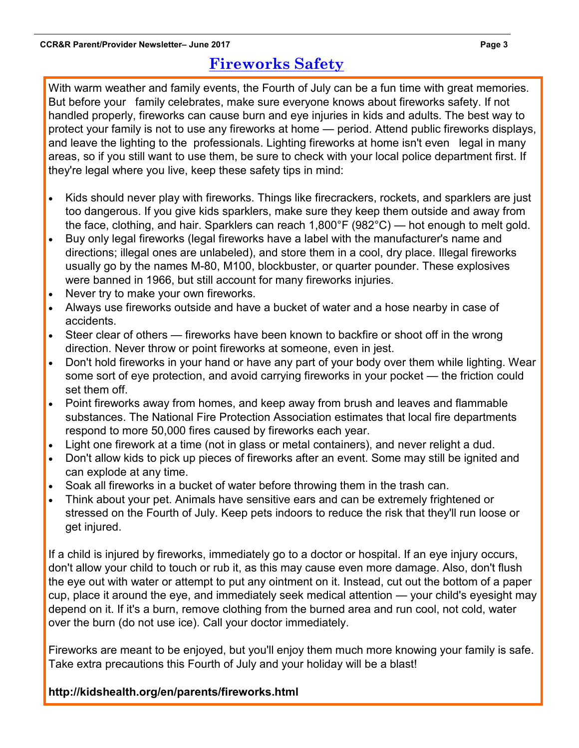# Fireworks Safety

With warm weather and family events, the Fourth of July can be a fun time with great memories. But before your family celebrates, make sure everyone knows about fireworks safety. If not handled properly, fireworks can cause burn and eye injuries in kids and adults. The best way to protect your family is not to use any fireworks at home — period. Attend public fireworks displays, and leave the lighting to the professionals. Lighting fireworks at home isn't even legal in many areas, so if you still want to use them, be sure to check with your local police department first. If they're legal where you live, keep these safety tips in mind:

- Kids should never play with fireworks. Things like firecrackers, rockets, and sparklers are just too dangerous. If you give kids sparklers, make sure they keep them outside and away from the face, clothing, and hair. Sparklers can reach 1,800°F (982°C) — hot enough to melt gold.
- Buy only legal fireworks (legal fireworks have a label with the manufacturer's name and directions; illegal ones are unlabeled), and store them in a cool, dry place. Illegal fireworks usually go by the names M-80, M100, blockbuster, or quarter pounder. These explosives were banned in 1966, but still account for many fireworks injuries.
- Never try to make your own fireworks.
- Always use fireworks outside and have a bucket of water and a hose nearby in case of accidents.
- Steer clear of others — fireworks have been known to backfire or shoot off in the wrong direction. Never throw or point fireworks at someone, even in jest.
- Don't hold fireworks in your hand or have any part of your body over them while lighting. Wear some sort of eye protection, and avoid carrying fireworks in your pocket — the friction could set them off.
- Point fireworks away from homes, and keep away from brush and leaves and flammable substances. The National Fire Protection Association estimates that local fire departments respond to more 50,000 fires caused by fireworks each year.
- Light one firework at a time (not in glass or metal containers), and never relight a dud.
- Don't allow kids to pick up pieces of fireworks after an event. Some may still be ignited and can explode at any time.
- Soak all fireworks in a bucket of water before throwing them in the trash can.
- Think about your pet. Animals have sensitive ears and can be extremely frightened or stressed on the Fourth of July. Keep pets indoors to reduce the risk that they'll run loose or get injured.

If a child is injured by fireworks, immediately go to a doctor or hospital. If an eye injury occurs, don't allow your child to touch or rub it, as this may cause even more damage. Also, don't flush the eye out with water or attempt to put any ointment on it. Instead, cut out the bottom of a paper cup, place it around the eye, and immediately seek medical attention — your child's eyesight may depend on it. If it's a burn, remove clothing from the burned area and run cool, not cold, water over the burn (do not use ice). Call your doctor immediately.

Fireworks are meant to be enjoyed, but you'll enjoy them much more knowing your family is safe. Take extra precautions this Fourth of July and your holiday will be a blast!

**http://kidshealth.org/en/parents/fireworks.html**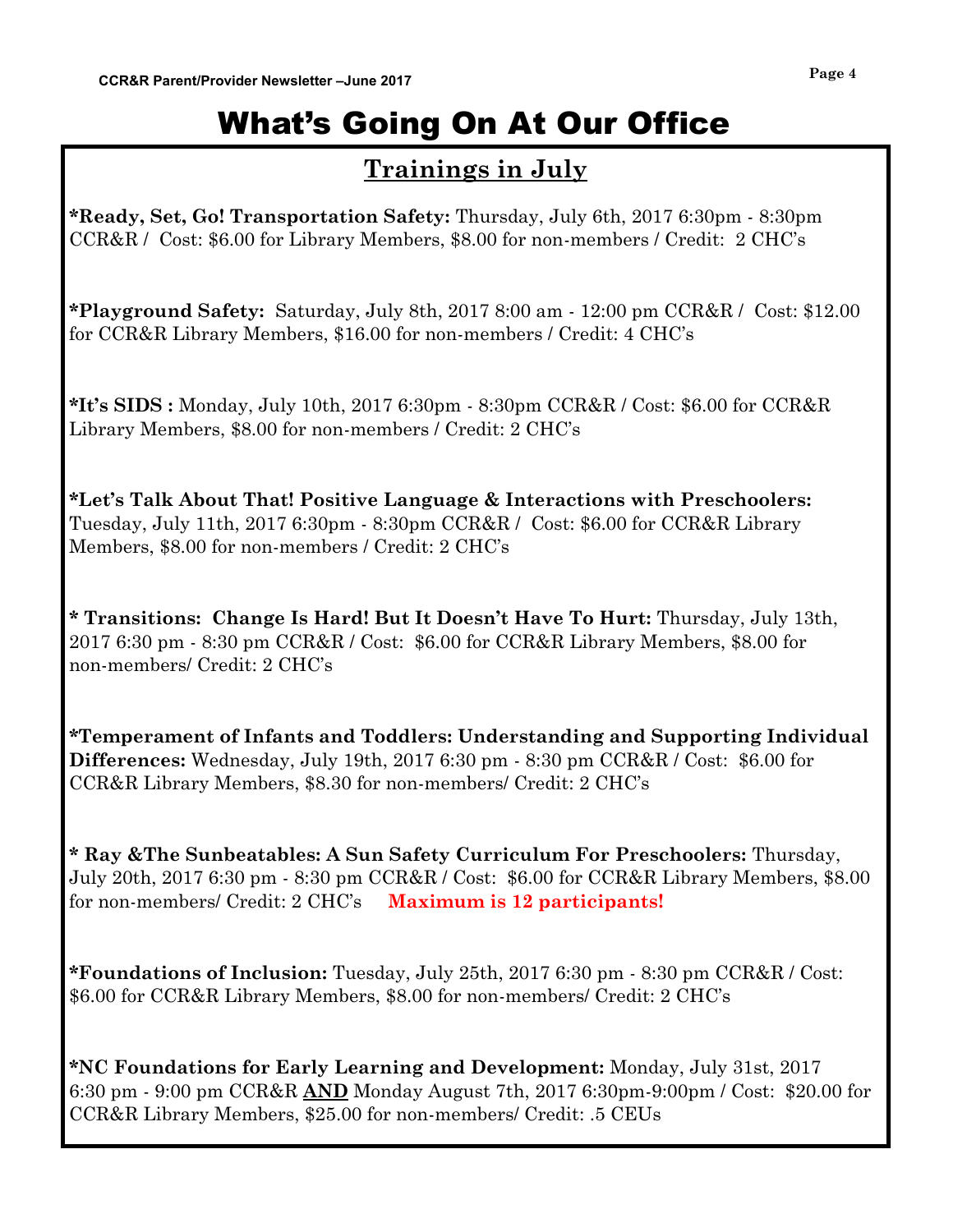# What's Going On At Our Office

## Trainings in July

**\*Ready, Set, Go! Transportation Safety:** Thursday, July 6th, 2017 6:30pm - 8:30pm CCR&R / Cost: $6.00 for Library Members, $8.00 for non-members / Credit: 2 CHC's

**\*Playground Safety:** Saturday, July 8th, 2017 8:00 am - 12:00 pm CCR&R / Cost: $12.00 for CCR&R Library Members, $16.00 for non-members / Credit: 4 CHC's

**\*It's SIDS :** Monday, July 10th, 2017 6:30pm - 8:30pm CCR&R / Cost: $6.00 for CCR&R Library Members, $8.00 for non-members / Credit: 2 CHC's

**\*Let's Talk About That! Positive Language & Interactions with Preschoolers:** Tuesday, July 11th, 2017 6:30pm - 8:30pm CCR&R / Cost: $6.00 for CCR&R Library Members, $8.00 for non-members / Credit: 2 CHC's

**\* Transitions: Change Is Hard! But It Doesn't Have To Hurt:** Thursday, July 13th, 2017 6:30 pm - 8:30 pm CCR&R / Cost: $6.00 for CCR&R Library Members, $8.00 for non-members/ Credit: 2 CHC's

**\*Temperament of Infants and Toddlers: Understanding and Supporting Individual Differences:** Wednesday, July 19th, 2017 6:30 pm - 8:30 pm CCR&R / Cost: $6.00 for CCR&R Library Members, $8.30 for non-members/ Credit: 2 CHC's

**\* Ray &The Sunbeatables: A Sun Safety Curriculum For Preschoolers:** Thursday, July 20th, 2017 6:30 pm - 8:30 pm CCR&R / Cost: $6.00 for CCR&R Library Members, $8.00 for non-members/ Credit: 2 CHC's **Maximum is 12 participants!**

**\*Foundations of Inclusion:** Tuesday, July 25th, 2017 6:30 pm - 8:30 pm CCR&R / Cost: $6.00 for CCR&R Library Members, $8.00 for non-members/ Credit: 2 CHC's

**\*NC Foundations for Early Learning and Development:** Monday, July 31st, 2017 6:30 pm - 9:00 pm CCR&R **AND** Monday August 7th, 2017 6:30pm-9:00pm / Cost: $20.00 for CCR&R Library Members, $25.00 for non-members/ Credit: .5 CEUs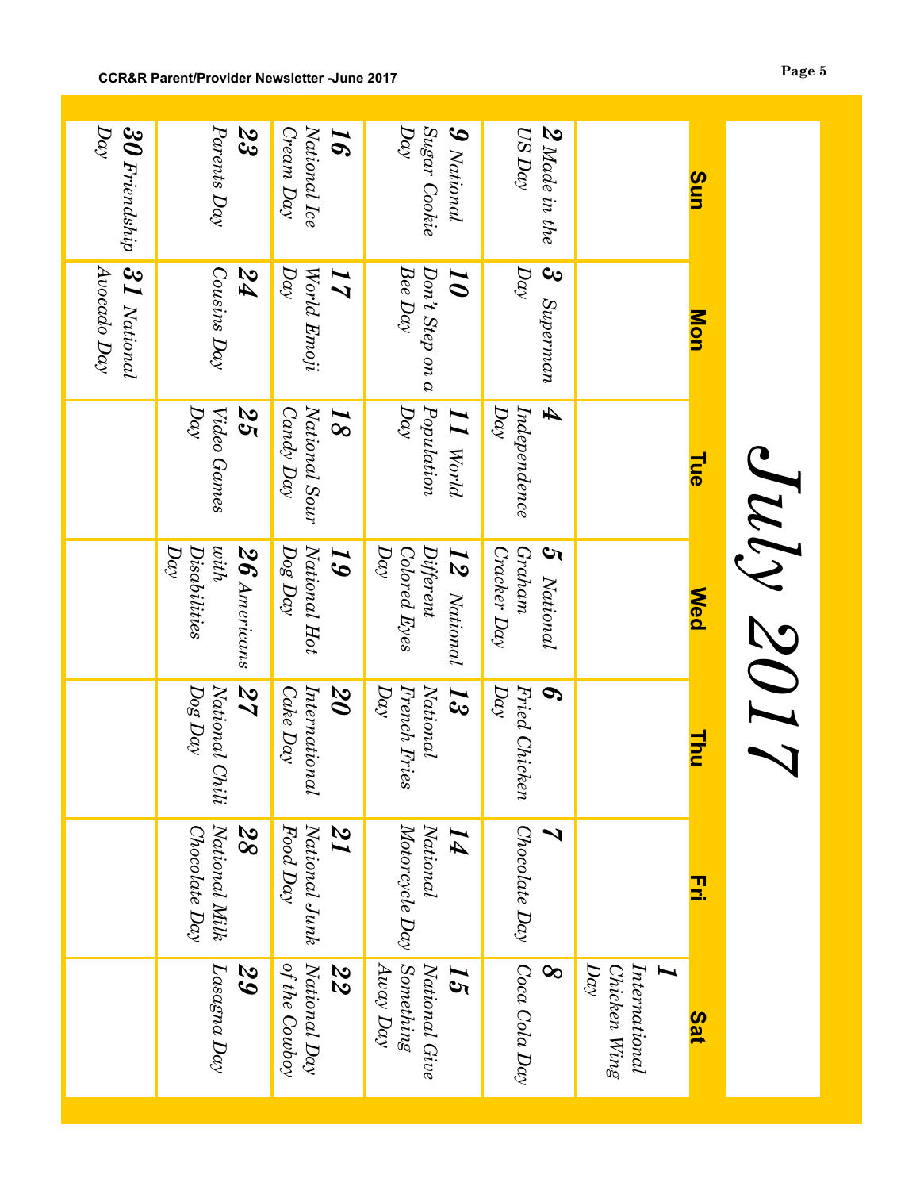# July 2017

| Sun | Mon | Tue | Wed | Thu | Fri | Sat |
|---|---|---|---|---|---|---|
| | | | | | | ***1*** *International Chicken Wing Day* |
| ***2*** *Made in the US Day* | ***3*** *Superman Day* | ***4*** *Independence Day* | ***5*** *National Graham Cracker Day* | ***6*** *Fried Chicken Day* | ***7*** *Chocolate Day* | ***8*** *Coca Cola Day* |
| ***9*** *National Sugar Cookie Day* | ***10*** *Don't Step on a Bee Day* | ***11*** *World Population Day* | ***12*** *National Different Colored Eyes Day* | ***13*** *National French Fries Day* | ***14*** *National Motorcycle Day* | ***15*** *National Give Something Away Day* |
| ***16*** *National Ice Cream Day* | ***17*** *World Emoji Day* | ***18*** *National Sour Candy Day* | ***19*** *National Hot Dog Day* | ***20*** *International Cake Day* | ***21*** *National Junk Food Day* | ***22*** *National Day of the Cowboy* |
| ***23*** *Parents Day* | ***24*** *Cousins Day* | ***25*** *Video Games Day* | ***26*** *Americans with Disabilities Day* | ***27*** *National Chili Dog Day* | ***28*** *National Milk Chocolate Day* | ***29*** *Lasagna Day* |
| ***30*** *Friendship Day* | ***31*** *National Avocado Day* | | | | | |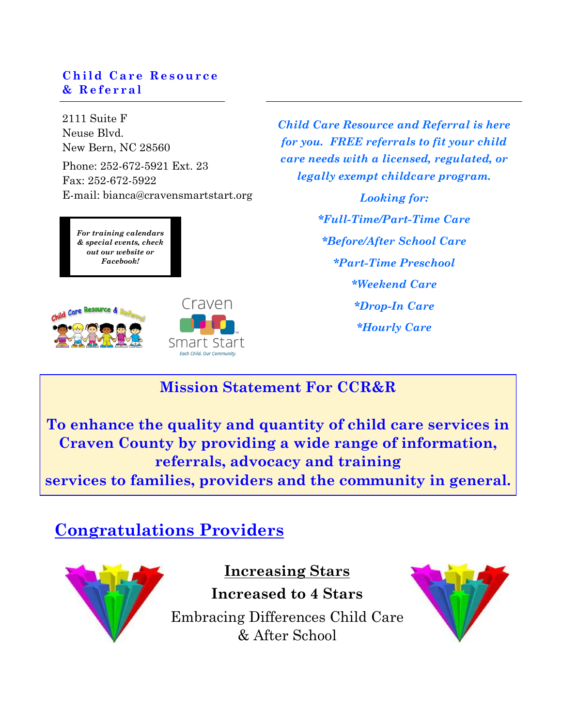## Child Care Resource & Referral

2111 Suite F
Neuse Blvd.
New Bern, NC 28560

Phone: 252-672-5921 Ext. 23
Fax: 252-672-5922
E-mail: bianca@cravensmartstart.org

***For training calendars & special events, check out our website or Facebook!***

*Child Care Resource and Referral is here for you. FREE referrals to fit your child care needs with a licensed, regulated, or legally exempt childcare program.*

*Looking for:*

*\*Full-Time/Part-Time Care*

*\*Before/After School Care*

*\*Part-Time Preschool*

*\*Weekend Care*

*\*Drop-In Care*

*\*Hourly Care*

## Mission Statement For CCR&R

**To enhance the quality and quantity of child care services in Craven County by providing a wide range of information, referrals, advocacy and training services to families, providers and the community in general.**

## Congratulations Providers

### Increasing Stars

**Increased to 4 Stars**

Embracing Differences Child Care & After School